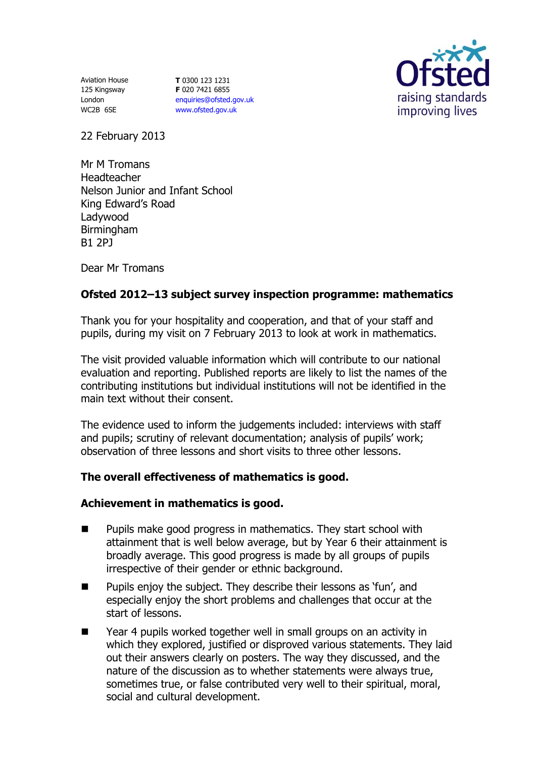Aviation House
125 Kingsway
London
WC2B 6SE

**T** 0300 123 1231
**F** 020 7421 6855
enquiries@ofsted.gov.uk
www.ofsted.gov.uk

22 February 2013

Mr M Tromans
Headteacher
Nelson Junior and Infant School
King Edward's Road
Ladywood
Birmingham
B1 2PJ

Dear Mr Tromans

**Ofsted 2012–13 subject survey inspection programme: mathematics**

Thank you for your hospitality and cooperation, and that of your staff and pupils, during my visit on 7 February 2013 to look at work in mathematics.

The visit provided valuable information which will contribute to our national evaluation and reporting. Published reports are likely to list the names of the contributing institutions but individual institutions will not be identified in the main text without their consent.

The evidence used to inform the judgements included: interviews with staff and pupils; scrutiny of relevant documentation; analysis of pupils' work; observation of three lessons and short visits to three other lessons.

**The overall effectiveness of mathematics is good.**

**Achievement in mathematics is good.**

- Pupils make good progress in mathematics. They start school with attainment that is well below average, but by Year 6 their attainment is broadly average. This good progress is made by all groups of pupils irrespective of their gender or ethnic background.
- Pupils enjoy the subject. They describe their lessons as 'fun', and especially enjoy the short problems and challenges that occur at the start of lessons.
- Year 4 pupils worked together well in small groups on an activity in which they explored, justified or disproved various statements. They laid out their answers clearly on posters. The way they discussed, and the nature of the discussion as to whether statements were always true, sometimes true, or false contributed very well to their spiritual, moral, social and cultural development.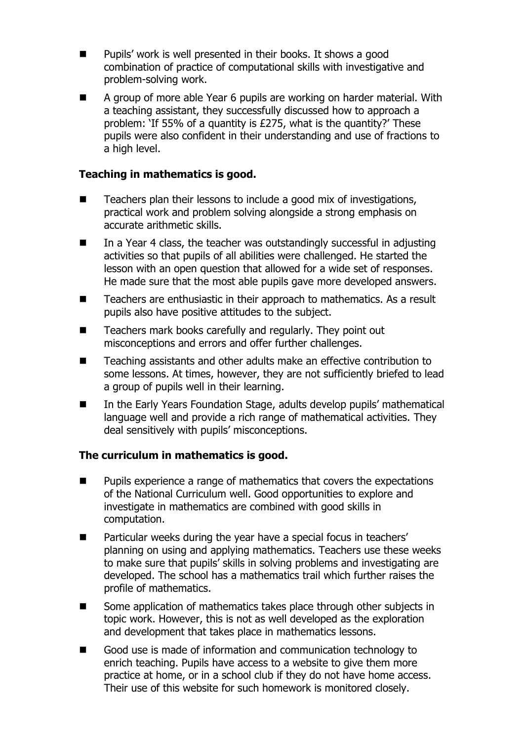- Pupils' work is well presented in their books. It shows a good combination of practice of computational skills with investigative and problem-solving work.
- A group of more able Year 6 pupils are working on harder material. With a teaching assistant, they successfully discussed how to approach a problem: 'If 55% of a quantity is £275, what is the quantity?' These pupils were also confident in their understanding and use of fractions to a high level.

**Teaching in mathematics is good.**

- Teachers plan their lessons to include a good mix of investigations, practical work and problem solving alongside a strong emphasis on accurate arithmetic skills.
- In a Year 4 class, the teacher was outstandingly successful in adjusting activities so that pupils of all abilities were challenged. He started the lesson with an open question that allowed for a wide set of responses. He made sure that the most able pupils gave more developed answers.
- Teachers are enthusiastic in their approach to mathematics. As a result pupils also have positive attitudes to the subject.
- Teachers mark books carefully and regularly. They point out misconceptions and errors and offer further challenges.
- Teaching assistants and other adults make an effective contribution to some lessons. At times, however, they are not sufficiently briefed to lead a group of pupils well in their learning.
- In the Early Years Foundation Stage, adults develop pupils' mathematical language well and provide a rich range of mathematical activities. They deal sensitively with pupils' misconceptions.

**The curriculum in mathematics is good.**

- Pupils experience a range of mathematics that covers the expectations of the National Curriculum well. Good opportunities to explore and investigate in mathematics are combined with good skills in computation.
- Particular weeks during the year have a special focus in teachers' planning on using and applying mathematics. Teachers use these weeks to make sure that pupils' skills in solving problems and investigating are developed. The school has a mathematics trail which further raises the profile of mathematics.
- Some application of mathematics takes place through other subjects in topic work. However, this is not as well developed as the exploration and development that takes place in mathematics lessons.
- Good use is made of information and communication technology to enrich teaching. Pupils have access to a website to give them more practice at home, or in a school club if they do not have home access. Their use of this website for such homework is monitored closely.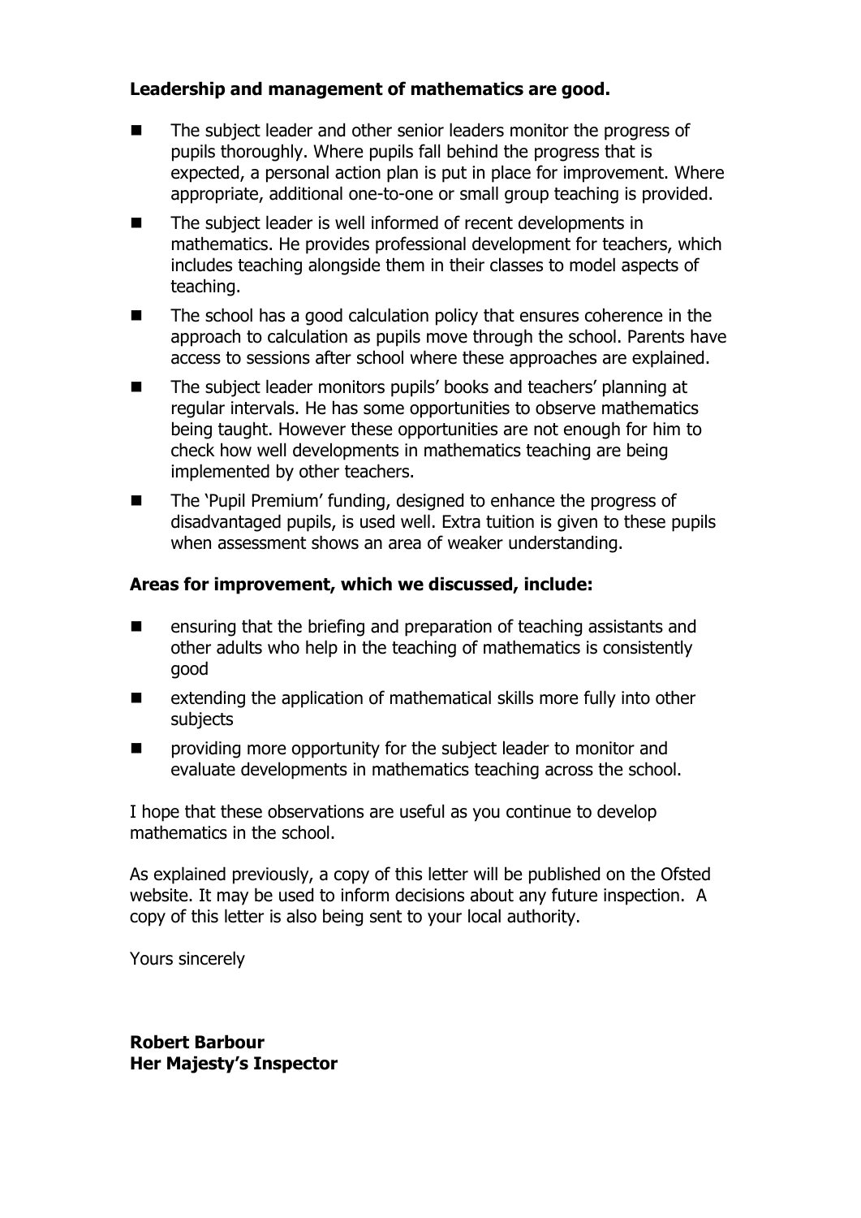**Leadership and management of mathematics are good.**

- The subject leader and other senior leaders monitor the progress of pupils thoroughly. Where pupils fall behind the progress that is expected, a personal action plan is put in place for improvement. Where appropriate, additional one-to-one or small group teaching is provided.
- The subject leader is well informed of recent developments in mathematics. He provides professional development for teachers, which includes teaching alongside them in their classes to model aspects of teaching.
- The school has a good calculation policy that ensures coherence in the approach to calculation as pupils move through the school. Parents have access to sessions after school where these approaches are explained.
- The subject leader monitors pupils' books and teachers' planning at regular intervals. He has some opportunities to observe mathematics being taught. However these opportunities are not enough for him to check how well developments in mathematics teaching are being implemented by other teachers.
- The 'Pupil Premium' funding, designed to enhance the progress of disadvantaged pupils, is used well. Extra tuition is given to these pupils when assessment shows an area of weaker understanding.

**Areas for improvement, which we discussed, include:**

- ensuring that the briefing and preparation of teaching assistants and other adults who help in the teaching of mathematics is consistently good
- extending the application of mathematical skills more fully into other subjects
- providing more opportunity for the subject leader to monitor and evaluate developments in mathematics teaching across the school.

I hope that these observations are useful as you continue to develop mathematics in the school.

As explained previously, a copy of this letter will be published on the Ofsted website. It may be used to inform decisions about any future inspection. A copy of this letter is also being sent to your local authority.

Yours sincerely

**Robert Barbour**
**Her Majesty's Inspector**